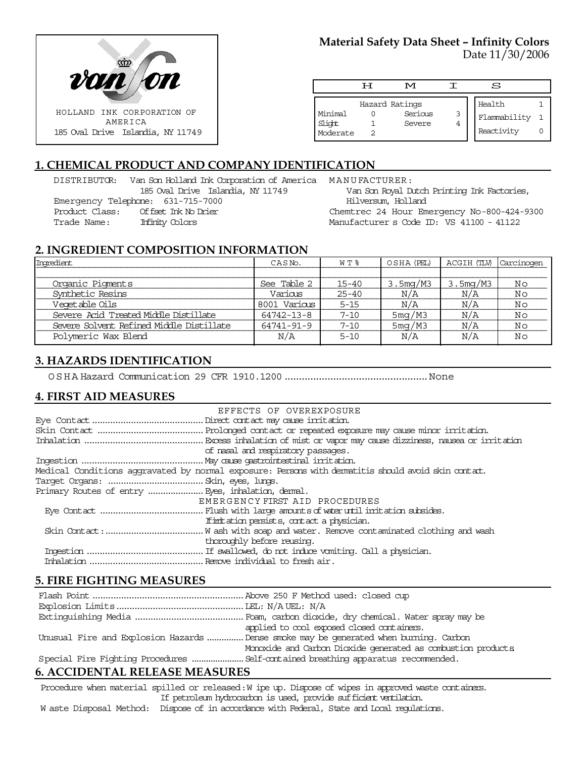HOLLAND INK CORPORATION OF AMERICA
185 Oval Drive Islandia, NY 11749

# Material Safety Data Sheet – Infinity Colors

Date 11/30/2006

| H | M | I | S |
|---|---|---|---|

| Hazard Ratings | | | |
|---|---|---|---|
| Minimal | 0 | Serious | 3 |
| Slight | 1 | Severe | 4 |
| Moderate | 2 | | |

| | |
|---|---|
| Health | 1 |
| Flammability | 1 |
| Reactivity | 0 |

## 1. CHEMICAL PRODUCT AND COMPANY IDENTIFICATION

DISTRIBUTOR: Van Son Holland Ink Corporation of America
185 Oval Drive Islandia, NY 11749
Emergency Telephone: 631-715-7000
Product Class: Offset Ink No Drier
Trade Name: Infinity Colors

MANUFACTURER:
Van Son Royal Dutch Printing Ink Factories,
Hilversum, Holland
Chemtrec 24 Hour Emergency No-800-424-9300
Manufacturer s Code ID: VS 41100 - 41122

## 2. INGREDIENT COMPOSITION INFORMATION

| Ingredient | CAS No. | WT% | OSHA (PEL) | ACGIH (TLV) | Carcinogen |
|---|---|---|---|---|---|
| Organic Pigments | See Table 2 | 15-40 | 3.5mg/M3 | 3.5mg/M3 | No |
| Synthetic Resins | Various | 25-40 | N/A | N/A | No |
| Vegetable Oils | 8001 Various | 5-15 | N/A | N/A | No |
| Severe Acid Treated Middle Distillate | 64742-13-8 | 7-10 | 5mg/M3 | N/A | No |
| Severe Solvent Refined Middle Distillate | 64741-91-9 | 7-10 | 5mg/M3 | N/A | No |
| Polymeric Wax Blend | N/A | 5-10 | N/A | N/A | No |

## 3. HAZARDS IDENTIFICATION

OSHA Hazard Communication 29 CFR 1910.1200 .................................................. None

## 4. FIRST AID MEASURES

EFFECTS OF OVEREXPOSURE

Eye Contact .......................................... Direct contact may cause irritation.
Skin Contact ......................................... Prolonged contact or repeated exposure may cause minor irritation.
Inhalation ............................................. Excess inhalation of mist or vapor may cause dizziness, nausea or irritation of nasal and respiratory passages.
Ingestion .............................................. May cause gastrointestinal irritation.
Medical Conditions aggravated by normal exposure: Persons with dermatitis should avoid skin contact.
Target Organs: .................................... Skin, eyes, lungs.
Primary Routes of entry ...................... Eyes, inhalation, dermal.

EMERGENCY FIRST AID PROCEDURES

Eye Contact ....................................... Flush with large amounts of water until irritation subsides. If irritation persists, contact a physician.
Skin Contact: ...................................... Wash with soap and water. Remove contaminated clothing and wash thoroughly before reusing.
Ingestion ............................................ If swallowed, do not induce vomiting. Call a physician.
Inhalation ........................................... Remove individual to fresh air.

## 5. FIRE FIGHTING MEASURES

Flash Point .......................................................... Above 250 F Method used: closed cup
Explosion Limits ................................................. LEL: N/A UEL: N/A
Extinguishing Media .......................................... Foam, carbon dioxide, dry chemical. Water spray may be applied to cool exposed closed containers.
Unusual Fire and Explosion Hazards .............. Dense smoke may be generated when burning. Carbon Monoxide and Carbon Dioxide generated as combustion products.
Special Fire Fighting Procedures ...................... Self-contained breathing apparatus recommended.

## 6. ACCIDENTAL RELEASE MEASURES

Procedure when material spilled or released: Wipe up. Dispose of wipes in approved waste containers. If petroleum hydrocarbon is used, provide sufficient ventilation.
Waste Disposal Method: Dispose of in accordance with Federal, State and Local regulations.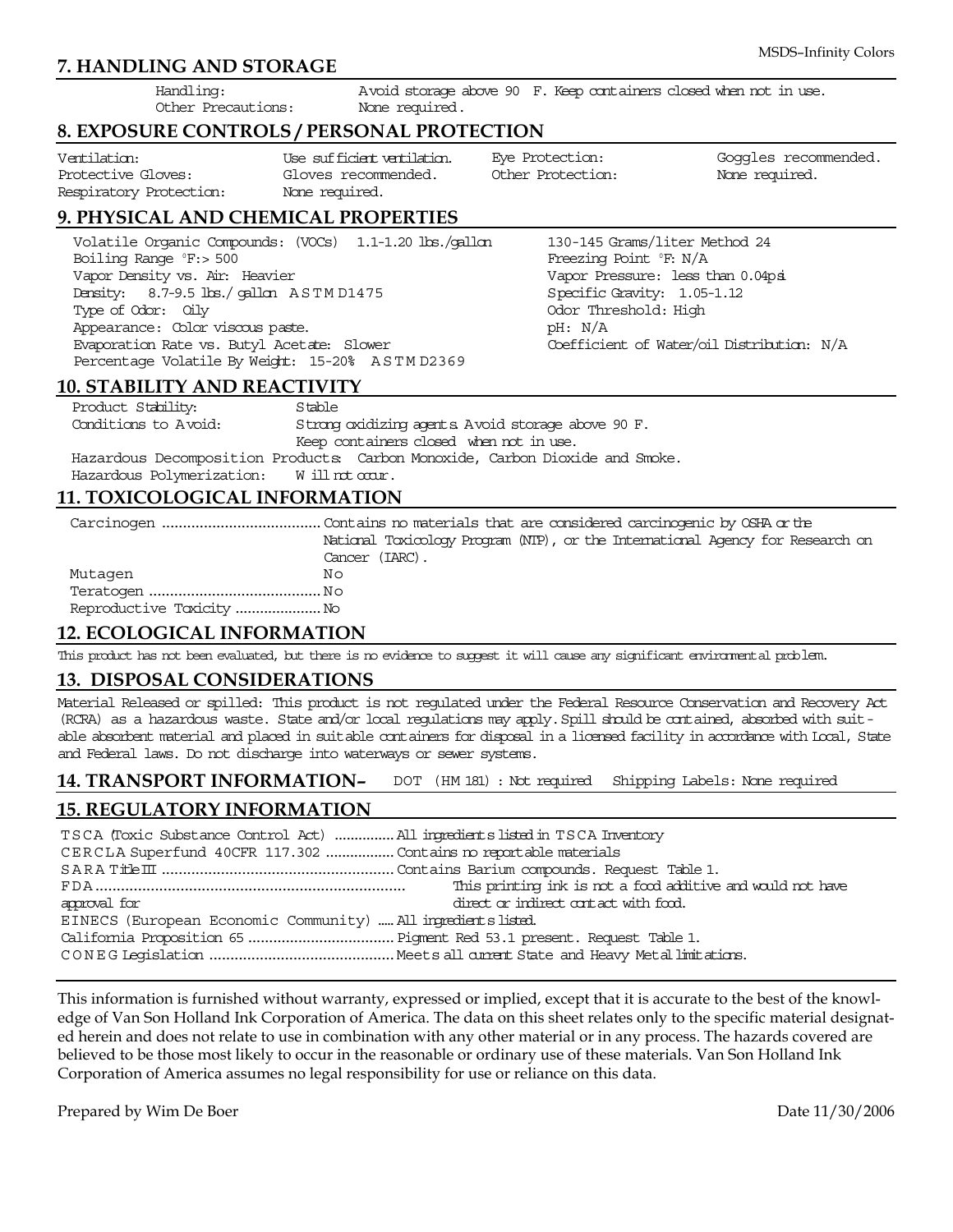## 7. HANDLING AND STORAGE

| | |
|---|---|
| Handling: | Avoid storage above 90 F. Keep containers closed when not in use. |
| Other Precautions: | None required. |

## 8. EXPOSURE CONTROLS / PERSONAL PROTECTION

| | | | |
|---|---|---|---|
| Ventilation: | Use sufficient ventilation. | Eye Protection: | Goggles recommended. |
| Protective Gloves: | Gloves recommended. | Other Protection: | None required. |
| Respiratory Protection: | None required. | | |

## 9. PHYSICAL AND CHEMICAL PROPERTIES

| | |
|---|---|
| Volatile Organic Compounds: (VOCs) 1.1-1.20 lbs./gallon | 130-145 Grams/liter Method 24 |
| Boiling Range °F:> 500 | Freezing Point °F: N/A |
| Vapor Density vs. Air: Heavier | Vapor Pressure: less than 0.04psi |
| Density: 8.7-9.5 lbs./gallon ASTM D1475 | Specific Gravity: 1.05-1.12 |
| Type of Odor: Oily | Odor Threshold: High |
| Appearance: Color viscous paste. | pH: N/A |
| Evaporation Rate vs. Butyl Acetate: Slower | Coefficient of Water/oil Distribution: N/A |
| Percentage Volatile By Weight: 15-20% ASTM D2369 | |

## 10. STABILITY AND REACTIVITY

Product Stability: Stable

Conditions to Avoid: Strong oxidizing agents. Avoid storage above 90 F. Keep containers closed when not in use.

Hazardous Decomposition Products: Carbon Monoxide, Carbon Dioxide and Smoke.

Hazardous Polymerization: Will not occur.

## 11. TOXICOLOGICAL INFORMATION

Carcinogen ...................................... Contains no materials that are considered carcinogenic by OSHA or the National Toxicology Program (NTP), or the International Agency for Research on Cancer (IARC).

Mutagen No

Teratogen ......................................... No

Reproductive Toxicity ..................... No

## 12. ECOLOGICAL INFORMATION

This product has not been evaluated, but there is no evidence to suggest it will cause any significant environmental problem.

## 13. DISPOSAL CONSIDERATIONS

Material Released or spilled: This product is not regulated under the Federal Resource Conservation and Recovery Act (RCRA) as a hazardous waste. State and/or local regulations may apply. Spill should be contained, absorbed with suitable absorbent material and placed in suitable containers for disposal in a licensed facility in accordance with Local, State and Federal laws. Do not discharge into waterways or sewer systems.

## 14. TRANSPORT INFORMATION– DOT (HM 181) : Not required Shipping Labels: None required

## 15. REGULATORY INFORMATION

TSCA (Toxic Substance Control Act) ............... All ingredients listed in TSCA Inventory

CERCLA Superfund 40CFR 117.302 ................ Contains no reportable materials

SARA Title III ....................................................... Contains Barium compounds. Request Table 1.

FDA......................................................................... This printing ink is not a food additive and would not have approval for direct or indirect contact with food.

EINECS (European Economic Community) ..... All ingredients listed.

California Proposition 65 .................................. Pigment Red 53.1 present. Request Table 1.

CONEG Legislation ........................................... Meets all current State and Heavy Metal limitations.

---

This information is furnished without warranty, expressed or implied, except that it is accurate to the best of the knowledge of Van Son Holland Ink Corporation of America. The data on this sheet relates only to the specific material designated herein and does not relate to use in combination with any other material or in any process. The hazards covered are believed to be those most likely to occur in the reasonable or ordinary use of these materials. Van Son Holland Ink Corporation of America assumes no legal responsibility for use or reliance on this data.

Prepared by Wim De Boer

Date 11/30/2006